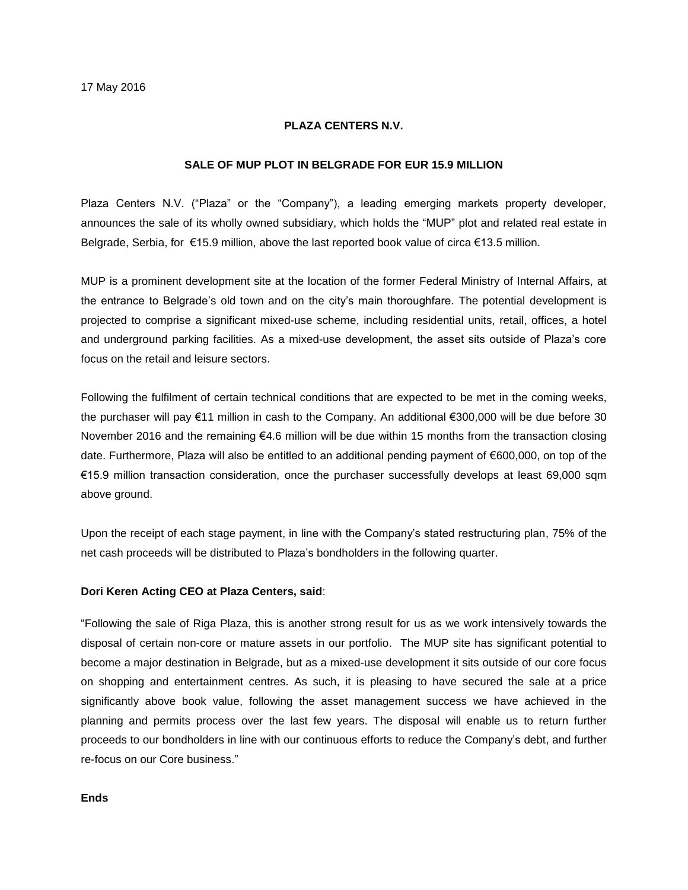17 May 2016

**PLAZA CENTERS N.V.**

**SALE OF MUP PLOT IN BELGRADE FOR EUR 15.9 MILLION**

Plaza Centers N.V. ("Plaza" or the "Company"), a leading emerging markets property developer, announces the sale of its wholly owned subsidiary, which holds the "MUP" plot and related real estate in Belgrade, Serbia, for €15.9 million, above the last reported book value of circa €13.5 million.

MUP is a prominent development site at the location of the former Federal Ministry of Internal Affairs, at the entrance to Belgrade's old town and on the city's main thoroughfare. The potential development is projected to comprise a significant mixed-use scheme, including residential units, retail, offices, a hotel and underground parking facilities. As a mixed-use development, the asset sits outside of Plaza's core focus on the retail and leisure sectors.

Following the fulfilment of certain technical conditions that are expected to be met in the coming weeks, the purchaser will pay €11 million in cash to the Company. An additional €300,000 will be due before 30 November 2016 and the remaining €4.6 million will be due within 15 months from the transaction closing date. Furthermore, Plaza will also be entitled to an additional pending payment of €600,000, on top of the €15.9 million transaction consideration, once the purchaser successfully develops at least 69,000 sqm above ground.

Upon the receipt of each stage payment, in line with the Company's stated restructuring plan, 75% of the net cash proceeds will be distributed to Plaza's bondholders in the following quarter.

**Dori Keren Acting CEO at Plaza Centers, said**:

"Following the sale of Riga Plaza, this is another strong result for us as we work intensively towards the disposal of certain non-core or mature assets in our portfolio. The MUP site has significant potential to become a major destination in Belgrade, but as a mixed-use development it sits outside of our core focus on shopping and entertainment centres. As such, it is pleasing to have secured the sale at a price significantly above book value, following the asset management success we have achieved in the planning and permits process over the last few years. The disposal will enable us to return further proceeds to our bondholders in line with our continuous efforts to reduce the Company's debt, and further re-focus on our Core business."

**Ends**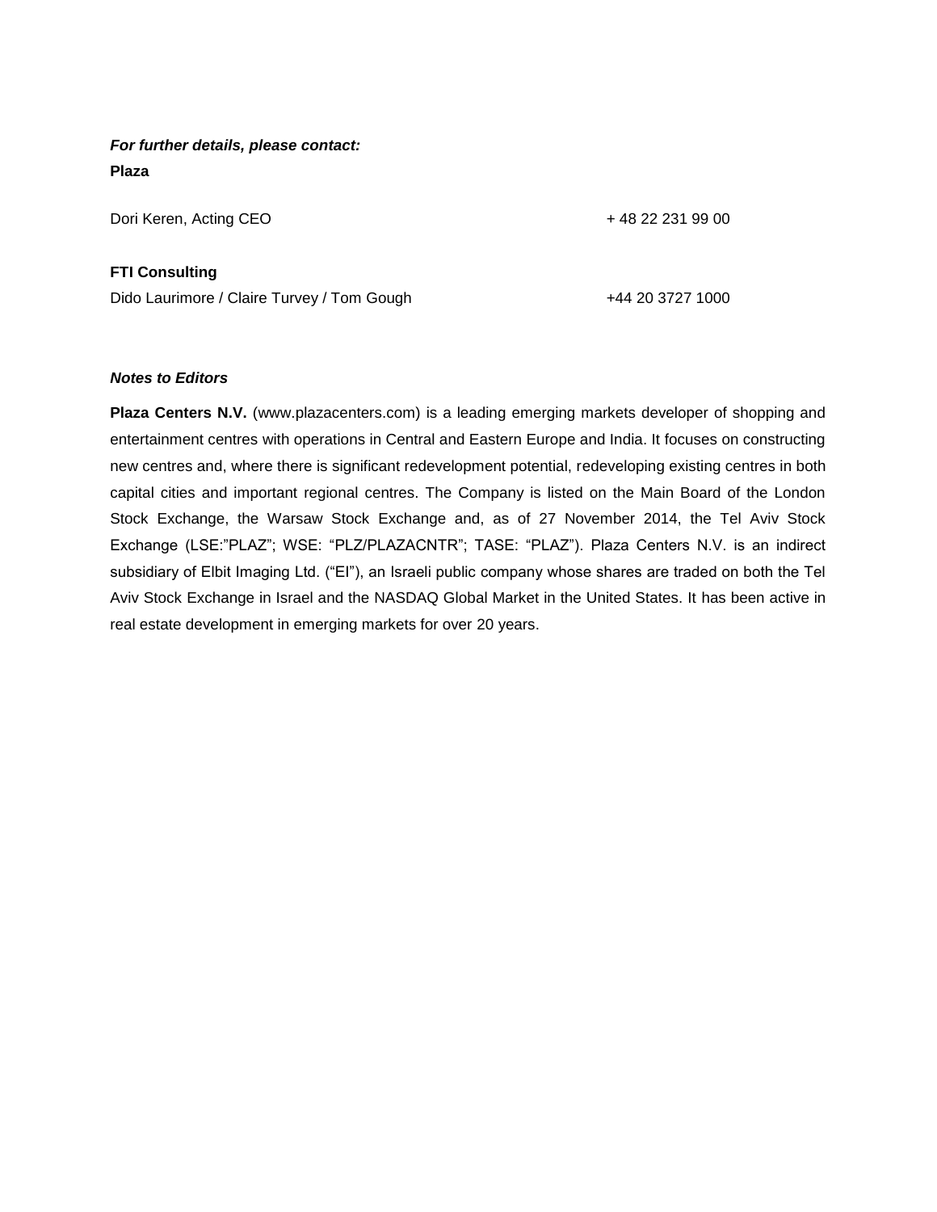***For further details, please contact:***

**Plaza**

| | |
|---|---|
| Dori Keren, Acting CEO | + 48 22 231 99 00 |

**FTI Consulting**

| | |
|---|---|
| Dido Laurimore / Claire Turvey / Tom Gough | +44 20 3727 1000 |

***Notes to Editors***

**Plaza Centers N.V.** (www.plazacenters.com) is a leading emerging markets developer of shopping and entertainment centres with operations in Central and Eastern Europe and India. It focuses on constructing new centres and, where there is significant redevelopment potential, redeveloping existing centres in both capital cities and important regional centres. The Company is listed on the Main Board of the London Stock Exchange, the Warsaw Stock Exchange and, as of 27 November 2014, the Tel Aviv Stock Exchange (LSE:"PLAZ"; WSE: "PLZ/PLAZACNTR"; TASE: "PLAZ"). Plaza Centers N.V. is an indirect subsidiary of Elbit Imaging Ltd. ("EI"), an Israeli public company whose shares are traded on both the Tel Aviv Stock Exchange in Israel and the NASDAQ Global Market in the United States. It has been active in real estate development in emerging markets for over 20 years.